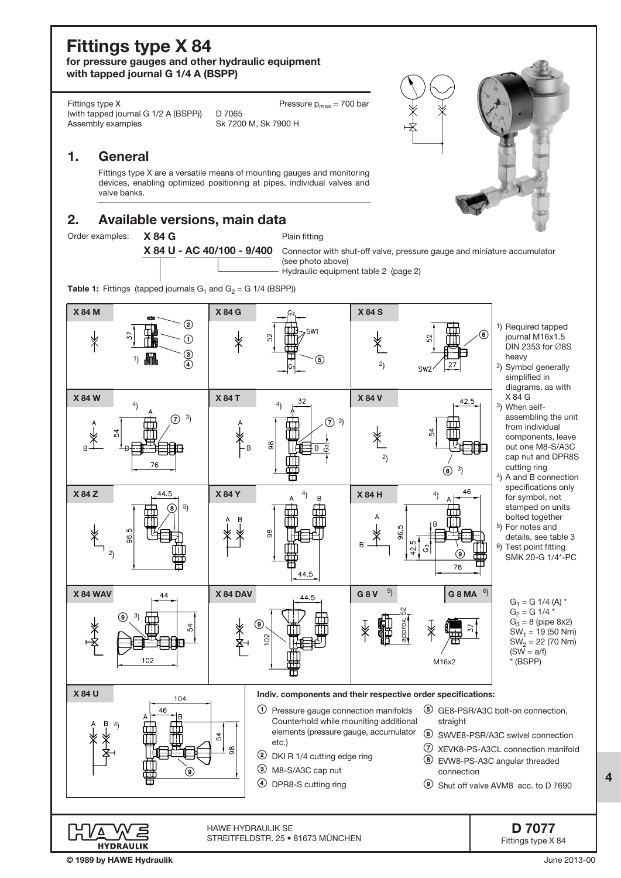# Fittings type X 84

**for pressure gauges and other hydraulic equipment with tapped journal G 1/4 A (BSPP)**

Fittings type X (with tapped journal G 1/2 A (BSPP)) D 7065
Assembly examples Sk 7200 M, Sk 7900 H

Pressure $p_{max}$ = 700 bar

## 1. General

Fittings type X are a versatile means of mounting gauges and monitoring devices, enabling optimized positioning at pipes, individual valves and valve banks.

## 2. Available versions, main data

Order examples:

**X 84 G** — Plain fitting

**X 84 U - AC 40/100 - 9/400** — Connector with shut-off valve, pressure gauge and miniature accumulator (see photo above)

Hydraulic equipment table 2 (page 2)

**Table 1:** Fittings (tapped journals $G_1$ and $G_2$ = G 1/4 (BSPP))

| Type | Dimensions / components |
|---|---|
| X 84 M | 37; ② ① ③ ④; 1) |
| X 84 G | 52; $G_2$, SW1, $G_1$; ⑤ |
| X 84 S | 52; 27; SW2; ⑥; 2) |
| X 84 W | 54; 76; ⑦ 3); A, B; 4) |
| X 84 T | 32; 98; ⑦ 3); A, B, $G_3$; 4) |
| X 84 V | 42.5; 54; ⑧ 3); 2) |
| X 84 Z | 44.5; 96.5; ⑧ 3); 2) |
| X 84 Y | 98; 44.5; A, B; 4) |
| X 84 H | 46; 96.5; 42.5; $G_3$; 78; ⑨; A, B; 4) |
| X 84 WAV | 44; 54; 102; ⑨ 3) |
| X 84 DAV | 44.5; 102; ⑨ |
| G 8 V 5) | approx. 52 |
| G 8 MA 6) | 37; M16x2 |
| X 84 U | 104; 46; 54; 98; A, B; ⑨; 4) |

1) Required tapped journal M16x1.5 DIN 2353 for ∅8S heavy
2) Symbol generally simplified in diagrams, as with X 84 G
3) When self-assembling the unit from individual components, leave out one M8-S/A3C cap nut and DPR8S cutting ring
4) A and B connection specifications only for symbol, not stamped on units bolted together
5) For notes and details, see table 3
6) Test point fitting SMK 20-G 1/4*-PC

$G_1$ = G 1/4 (A) *
$G_2$ = G 1/4 *
$G_3$ = 8 (pipe 8x2)
$SW_1$ = 19 (50 Nm)
$SW_2$ = 22 (70 Nm)
(SW = a/f)
* (BSPP)

**Indiv. components and their respective order specifications:**

① Pressure gauge connection manifolds Counterhold while mouniting additional elements (pressure gauge, accumulator etc.)
② DKI R 1/4 cutting edge ring
③ M8-S/A3C cap nut
④ DPR8-S cutting ring
⑤ GE8-PSR/A3C bolt-on connection, straight
⑥ SWVE8-PSR/A3C swivel connection
⑦ XEVK8-PS-A3CL connection manifold
⑧ EVW8-PS-A3C angular threaded connection
⑨ Shut off valve AVM8 acc. to D 7690

HAWE HYDRAULIK SE
STREITFELDSTR. 25 • 81673 MÜNCHEN

**D 7077**
Fittings type X 84

© 1989 by HAWE Hydraulik

June 2013-00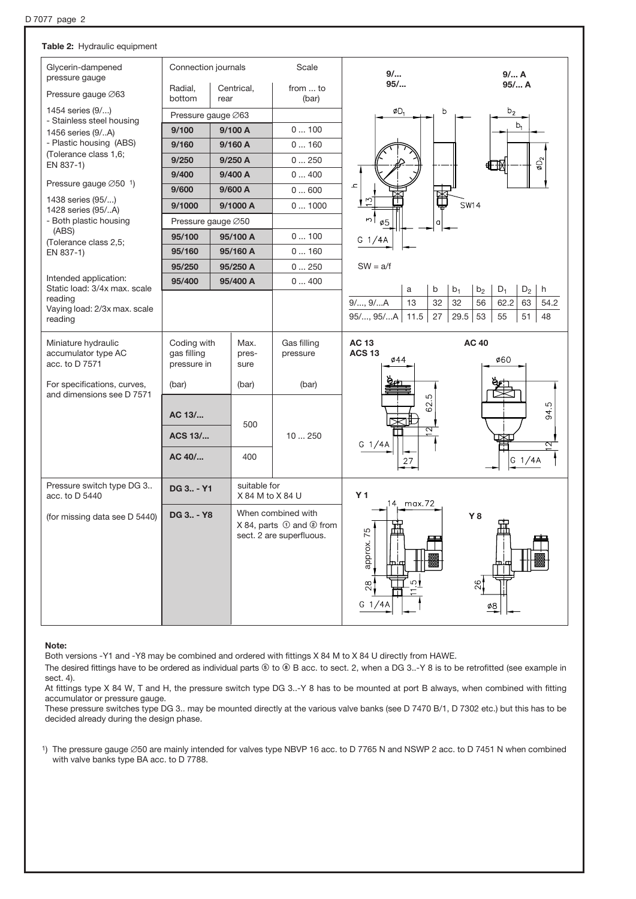**Table 2:** Hydraulic equipment

| Glycerin-dampened pressure gauge | Connection journals | | Scale |
|---|---|---|---|
| | Radial, bottom | Centrical, rear | from ... to (bar) |
| Pressure gauge ∅63 | Pressure gauge ∅63 | | |
| 1454 series (9/...) - Stainless steel housing | 9/100 | 9/100 A | 0 ... 100 |
| 1456 series (9/..A) - Plastic housing (ABS) | 9/160 | 9/160 A | 0 ... 160 |
| (Tolerance class 1,6; EN 837-1) | 9/250 | 9/250 A | 0 ... 250 |
| | 9/400 | 9/400 A | 0 ... 400 |
| Pressure gauge ∅50 [1] | 9/600 | 9/600 A | 0 ... 600 |
| 1438 series (95/...) | 9/1000 | 9/1000 A | 0 ... 1000 |
| 1428 series (95/..A) - Both plastic housing (ABS) | Pressure gauge ∅50 | | |
| (Tolerance class 2,5; EN 837-1) | 95/100 | 95/100 A | 0 ... 100 |
| | 95/160 | 95/160 A | 0 ... 160 |
| | 95/250 | 95/250 A | 0 ... 250 |
| Intended application: Static load: 3/4x max. scale reading; Varying load: 2/3x max. scale reading | 95/400 | 95/400 A | 0 ... 400 |

SW = a/f

| | a | b | $b_1$ | $b_2$ | $D_1$ | $D_2$ | h |
|---|---|---|---|---|---|---|---|
| 9/..., 9/...A | 13 | 32 | 32 | 56 | 62.2 | 63 | 54.2 |
| 95/..., 95/...A | 11.5 | 27 | 29.5 | 53 | 55 | 51 | 48 |

| Miniature hydraulic accumulator type AC acc. to D 7571 | Coding with gas filling pressure in (bar) | Max. pressure (bar) | Gas filling pressure (bar) |
|---|---|---|---|
| For specifications, curves, and dimensions see D 7571 | AC 13/... | 500 | 10 ... 250 |
| | ACS 13/... | 500 | 10 ... 250 |
| | AC 40/... | 400 | 10 ... 250 |

| Pressure switch type DG 3.. acc. to D 5440 | DG 3.. - Y1 | suitable for X 84 M to X 84 U |
|---|---|---|
| (for missing data see D 5440) | DG 3.. - Y8 | When combined with X 84, parts ① and ② from sect. 2 are superfluous. |

**Note:**

Both versions -Y1 and -Y8 may be combined and ordered with fittings X 84 M to X 84 U directly from HAWE.

The desired fittings have to be ordered as individual parts ⑤ to ⑧ B acc. to sect. 2, when a DG 3..-Y 8 is to be retrofitted (see example in sect. 4).

At fittings type X 84 W, T and H, the pressure switch type DG 3..-Y 8 has to be mounted at port B always, when combined with fitting accumulator or pressure gauge.

These pressure switches type DG 3.. may be mounted directly at the various valve banks (see D 7470 B/1, D 7302 etc.) but this has to be decided already during the design phase.

[1] The pressure gauge ∅50 are mainly intended for valves type NBVP 16 acc. to D 7765 N and NSWP 2 acc. to D 7451 N when combined with valve banks type BA acc. to D 7788.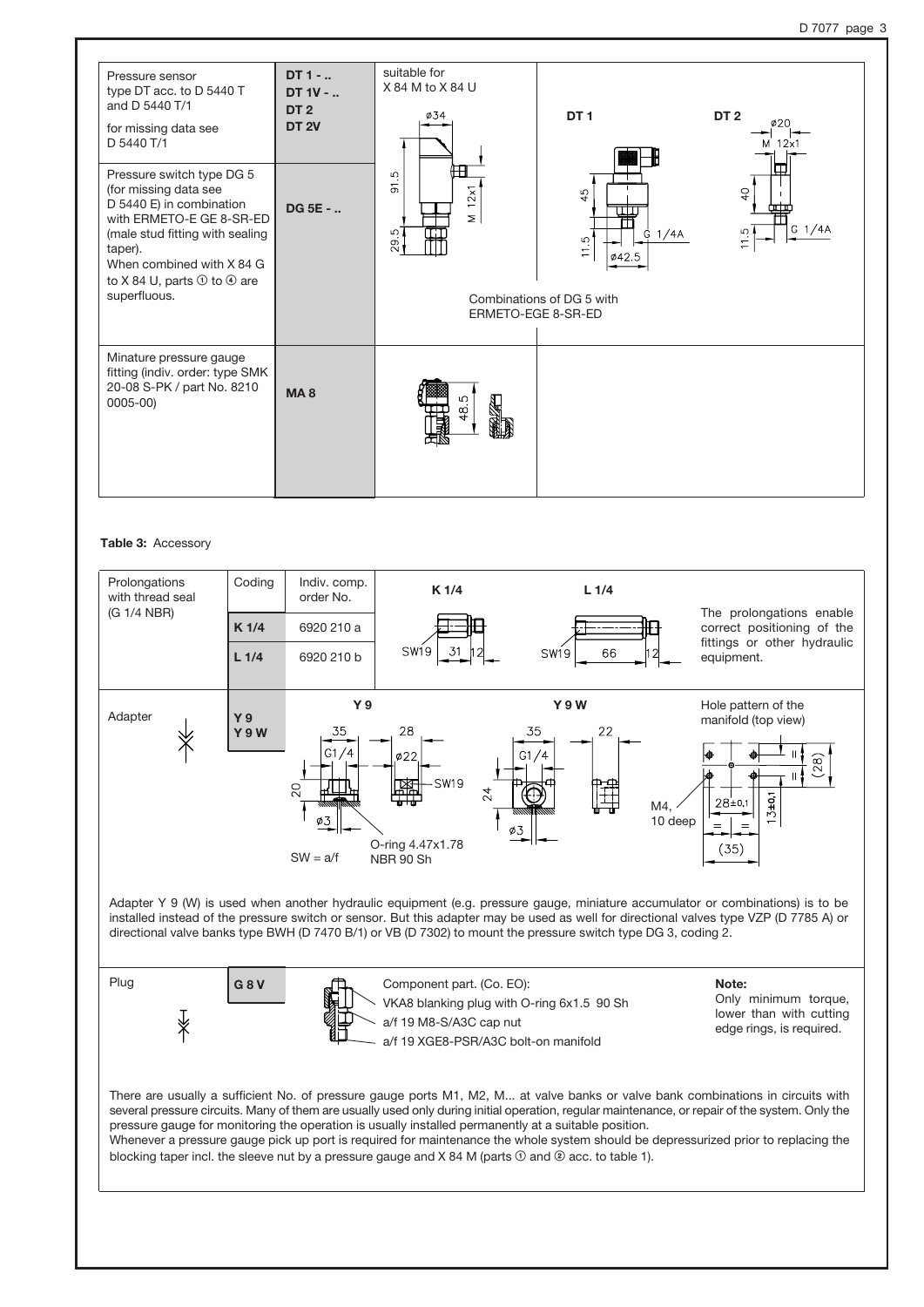| | | |
|---|---|---|
| Pressure sensor type DT acc. to D 5440 T and D 5440 T/1<br><br>for missing data see D 5440 T/1 | **DT 1 - ..**<br>**DT 1V - ..**<br>**DT 2**<br>**DT 2V** | suitable for X 84 M to X 84 U |
| Pressure switch type DG 5 (for missing data see D 5440 E) in combination with ERMETO-E GE 8-SR-ED (male stud fitting with sealing taper).<br>When combined with X 84 G to X 84 U, parts ① to ④ are superfluous. | **DG 5E - ..** | Combinations of DG 5 with ERMETO-EGE 8-SR-ED |
| Minature pressure gauge fitting (indiv. order: type SMK 20-08 S-PK / part No. 8210 0005-00) | **MA 8** | |

**Table 3:** Accessory

| | Coding | Indiv. comp. order No. | |
|---|---|---|---|
| Prolongations with thread seal (G 1/4 NBR) | **K 1/4** | 6920 210 a | The prolongations enable correct positioning of the fittings or other hydraulic equipment. |
| | **L 1/4** | 6920 210 b | |
| Adapter | **Y 9**<br>**Y 9 W** | | Hole pattern of the manifold (top view) |

Adapter Y 9 (W) is used when another hydraulic equipment (e.g. pressure gauge, miniature accumulator or combinations) is to be installed instead of the pressure switch or sensor. But this adapter may be used as well for directional valves type VZP (D 7785 A) or directional valve banks type BWH (D 7470 B/1) or VB (D 7302) to mount the pressure switch type DG 3, coding 2.

| Plug | **G 8 V** | Component part. (Co. EO):<br>VKA8 blanking plug with O-ring 6x1.5 90 Sh<br>a/f 19 M8-S/A3C cap nut<br>a/f 19 XGE8-PSR/A3C bolt-on manifold | **Note:**<br>Only minimum torque, lower than with cutting edge rings, is required. |
|---|---|---|---|

There are usually a sufficient No. of pressure gauge ports M1, M2, M... at valve banks or valve bank combinations in circuits with several pressure circuits. Many of them are usually used only during initial operation, regular maintenance, or repair of the system. Only the pressure gauge for monitoring the operation is usually installed permanently at a suitable position.
Whenever a pressure gauge pick up port is required for maintenance the whole system should be depressurized prior to replacing the blocking taper incl. the sleeve nut by a pressure gauge and X 84 M (parts ① and ② acc. to table 1).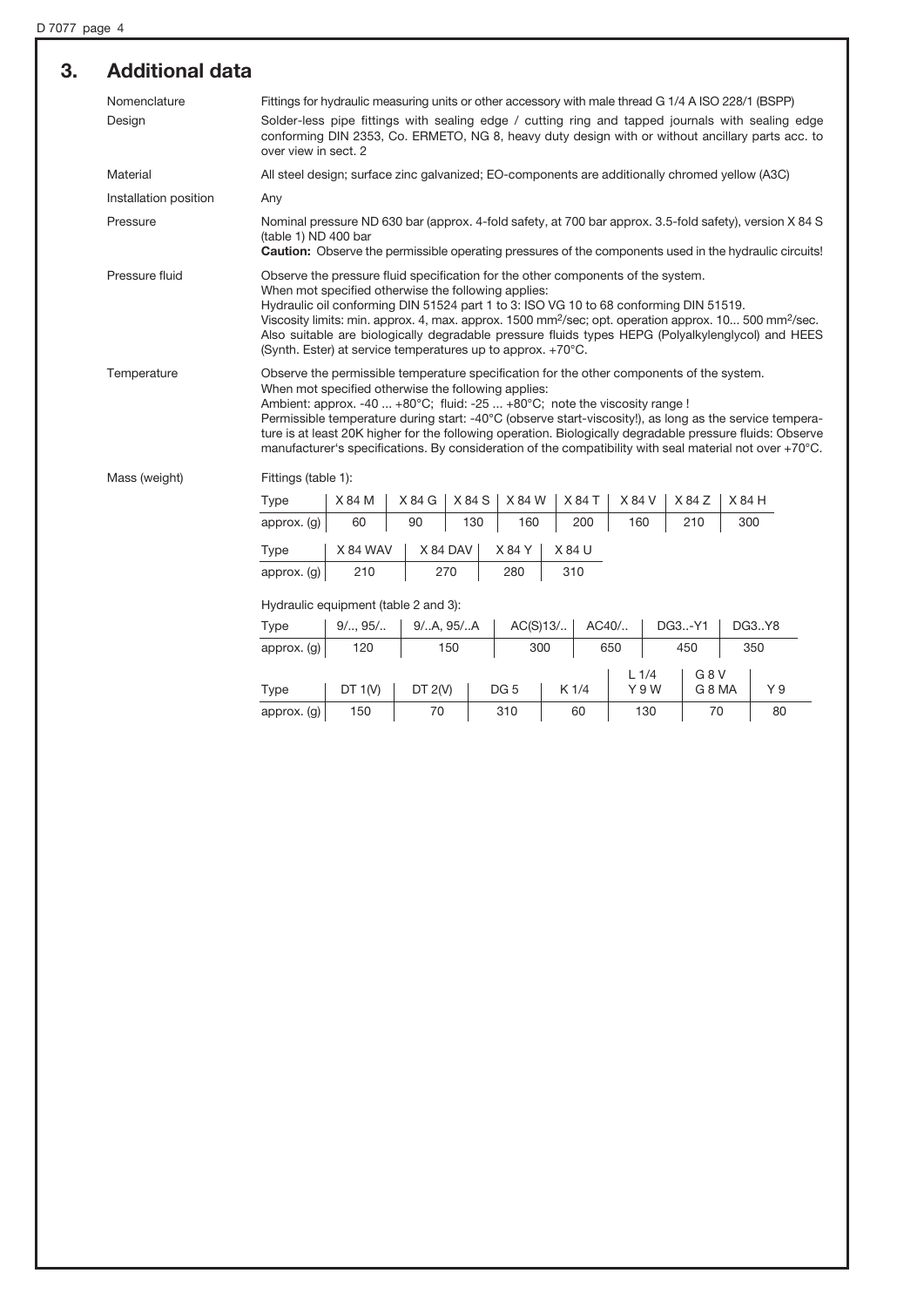## 3. Additional data

**Nomenclature**
Fittings for hydraulic measuring units or other accessory with male thread G 1/4 A ISO 228/1 (BSPP)

**Design**
Solder-less pipe fittings with sealing edge / cutting ring and tapped journals with sealing edge conforming DIN 2353, Co. ERMETO, NG 8, heavy duty design with or without ancillary parts acc. to over view in sect. 2

**Material**
All steel design; surface zinc galvanized; EO-components are additionally chromed yellow (A3C)

**Installation position**
Any

**Pressure**
Nominal pressure ND 630 bar (approx. 4-fold safety, at 700 bar approx. 3.5-fold safety), version X 84 S (table 1) ND 400 bar
**Caution:** Observe the permissible operating pressures of the components used in the hydraulic circuits!

**Pressure fluid**
Observe the pressure fluid specification for the other components of the system.
When mot specified otherwise the following applies:
Hydraulic oil conforming DIN 51524 part 1 to 3: ISO VG 10 to 68 conforming DIN 51519.
Viscosity limits: min. approx. 4, max. approx. 1500 mm$^2$/sec; opt. operation approx. 10... 500 mm$^2$/sec.
Also suitable are biologically degradable pressure fluids types HEPG (Polyalkylenglycol) and HEES (Synth. Ester) at service temperatures up to approx. +70°C.

**Temperature**
Observe the permissible temperature specification for the other components of the system.
When mot specified otherwise the following applies:
Ambient: approx. -40 ... +80°C; fluid: -25 ... +80°C; note the viscosity range !
Permissible temperature during start: -40°C (observe start-viscosity!), as long as the service temperature is at least 20K higher for the following operation. Biologically degradable pressure fluids: Observe manufacturer's specifications. By consideration of the compatibility with seal material not over +70°C.

**Mass (weight)**

Fittings (table 1):

| Type | X 84 M | X 84 G | X 84 S | X 84 W | X 84 T | X 84 V | X 84 Z | X 84 H |
|---|---|---|---|---|---|---|---|---|
| approx. (g) | 60 | 90 | 130 | 160 | 200 | 160 | 210 | 300 |

| Type | X 84 WAV | X 84 DAV | X 84 Y | X 84 U |
|---|---|---|---|---|
| approx. (g) | 210 | 270 | 280 | 310 |

Hydraulic equipment (table 2 and 3):

| Type | 9/.., 95/.. | 9/..A, 95/..A | AC(S)13/.. | AC40/.. | DG3..-Y1 | DG3..Y8 |
|---|---|---|---|---|---|---|
| approx. (g) | 120 | 150 | 300 | 650 | 450 | 350 |

| Type | DT 1(V) | DT 2(V) | DG 5 | K 1/4 | L 1/4<br>Y 9 W | G 8 V<br>G 8 MA | Y 9 |
|---|---|---|---|---|---|---|---|
| approx. (g) | 150 | 70 | 310 | 60 | 130 | 70 | 80 |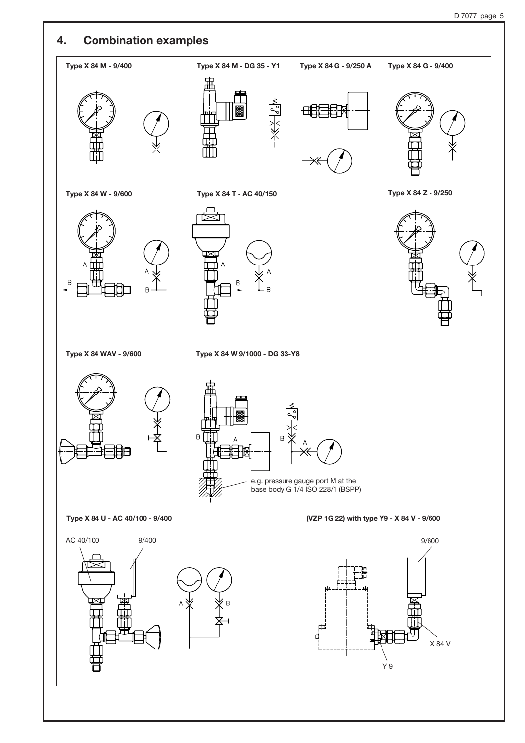## 4. Combination examples

**Type X 84 M - 9/400**

**Type X 84 M - DG 35 - Y1**

**Type X 84 G - 9/250 A**

**Type X 84 G - 9/400**

**Type X 84 W - 9/600**

A

B

A

B

**Type X 84 T - AC 40/150**

A

B

A

B

**Type X 84 Z - 9/250**

**Type X 84 WAV - 9/600**

**Type X 84 W 9/1000 - DG 33-Y8**

B

A

B

A

e.g. pressure gauge port M at the base body G 1/4 ISO 228/1 (BSPP)

**Type X 84 U - AC 40/100 - 9/400**

AC 40/100

9/400

A

B

**(VZP 1G 22) with type Y9 - X 84 V - 9/600**

9/600

X 84 V

Y 9